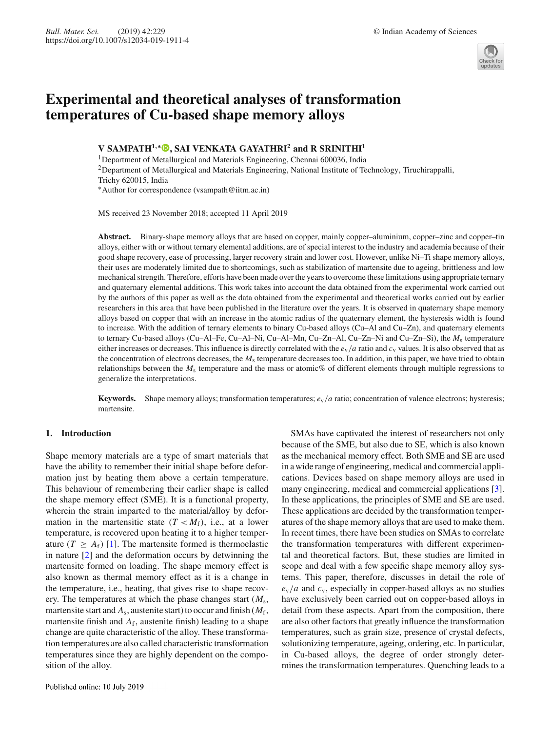# Experimental and theoretical analyses of transformation temperatures of Cu-based shape memory alloys

**V SAMPATH[1,*], SAI VENKATA GAYATHRI[2] and R SRINITHI[1]**

[1]Department of Metallurgical and Materials Engineering, Chennai 600036, India

[2]Department of Metallurgical and Materials Engineering, National Institute of Technology, Tiruchirappalli, Trichy 620015, India

*Author for correspondence (vsampath@iitm.ac.in)

MS received 23 November 2018; accepted 11 April 2019

**Abstract.** Binary-shape memory alloys that are based on copper, mainly copper–aluminium, copper–zinc and copper–tin alloys, either with or without ternary elemental additions, are of special interest to the industry and academia because of their good shape recovery, ease of processing, larger recovery strain and lower cost. However, unlike Ni–Ti shape memory alloys, their uses are moderately limited due to shortcomings, such as stabilization of martensite due to ageing, brittleness and low mechanical strength. Therefore, efforts have been made over the years to overcome these limitations using appropriate ternary and quaternary elemental additions. This work takes into account the data obtained from the experimental work carried out by the authors of this paper as well as the data obtained from the experimental and theoretical works carried out by earlier researchers in this area that have been published in the literature over the years. It is observed in quaternary shape memory alloys based on copper that with an increase in the atomic radius of the quaternary element, the hysteresis width is found to increase. With the addition of ternary elements to binary Cu-based alloys (Cu–Al and Cu–Zn), and quaternary elements to ternary Cu-based alloys (Cu–Al–Fe, Cu–Al–Ni, Cu–Al–Mn, Cu–Zn–Al, Cu–Zn–Ni and Cu–Zn–Si), the $M_s$ temperature either increases or decreases. This influence is directly correlated with the $e_v/a$ ratio and $c_v$ values. It is also observed that as the concentration of electrons decreases, the $M_s$ temperature decreases too. In addition, in this paper, we have tried to obtain relationships between the $M_s$ temperature and the mass or atomic% of different elements through multiple regressions to generalize the interpretations.

**Keywords.** Shape memory alloys; transformation temperatures; $e_v/a$ ratio; concentration of valence electrons; hysteresis; martensite.

## 1. Introduction

Shape memory materials are a type of smart materials that have the ability to remember their initial shape before deformation just by heating them above a certain temperature. This behaviour of remembering their earlier shape is called the shape memory effect (SME). It is a functional property, wherein the strain imparted to the material/alloy by deformation in the martensitic state ($T < M_f$), i.e., at a lower temperature, is recovered upon heating it to a higher temperature ($T \geq A_f$) [1]. The martensite formed is thermoelastic in nature [2] and the deformation occurs by detwinning the martensite formed on loading. The shape memory effect is also known as thermal memory effect as it is a change in the temperature, i.e., heating, that gives rise to shape recovery. The temperatures at which the phase changes start ($M_s$, martensite start and $A_s$, austenite start) to occur and finish ($M_f$, martensite finish and $A_f$, austenite finish) leading to a shape change are quite characteristic of the alloy. These transformation temperatures are also called characteristic transformation temperatures since they are highly dependent on the composition of the alloy.

SMAs have captivated the interest of researchers not only because of the SME, but also due to SE, which is also known as the mechanical memory effect. Both SME and SE are used in a wide range of engineering, medical and commercial applications. Devices based on shape memory alloys are used in many engineering, medical and commercial applications [3]. In these applications, the principles of SME and SE are used. These applications are decided by the transformation temperatures of the shape memory alloys that are used to make them. In recent times, there have been studies on SMAs to correlate the transformation temperatures with different experimental and theoretical factors. But, these studies are limited in scope and deal with a few specific shape memory alloy systems. This paper, therefore, discusses in detail the role of $e_v/a$ and $c_v$, especially in copper-based alloys as no studies have exclusively been carried out on copper-based alloys in detail from these aspects. Apart from the composition, there are also other factors that greatly influence the transformation temperatures, such as grain size, presence of crystal defects, solutionizing temperature, ageing, ordering, etc. In particular, in Cu-based alloys, the degree of order strongly determines the transformation temperatures. Quenching leads to a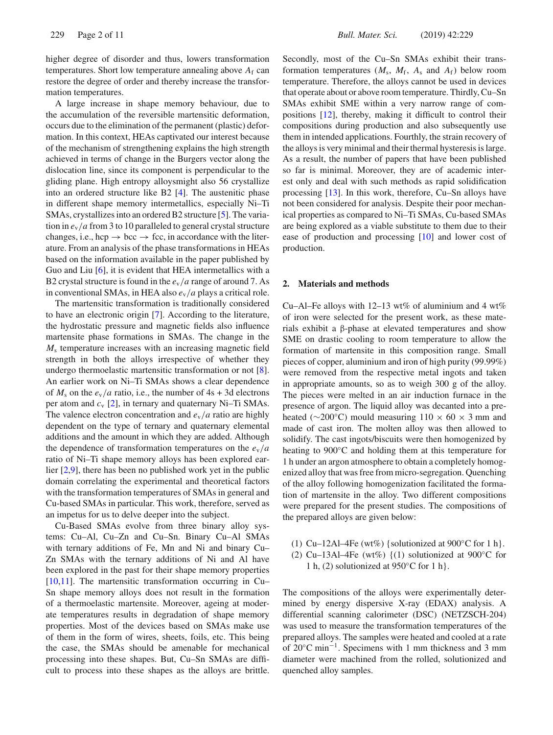higher degree of disorder and thus, lowers transformation temperatures. Short low temperature annealing above $A_f$ can restore the degree of order and thereby increase the transformation temperatures.

A large increase in shape memory behaviour, due to the accumulation of the reversible martensitic deformation, occurs due to the elimination of the permanent (plastic) deformation. In this context, HEAs captivated our interest because of the mechanism of strengthening explains the high strength achieved in terms of change in the Burgers vector along the dislocation line, since its component is perpendicular to the gliding plane. High entropy alloysmight also 56 crystallize into an ordered structure like B2 [4]. The austenitic phase in different shape memory intermetallics, especially Ni–Ti SMAs, crystallizes into an ordered B2 structure [5]. The variation in $e_v/a$ from 3 to 10 paralleled to general crystal structure changes, i.e., hcp → bcc → fcc, in accordance with the literature. From an analysis of the phase transformations in HEAs based on the information available in the paper published by Guo and Liu [6], it is evident that HEA intermetallics with a B2 crystal structure is found in the $e_v/a$ range of around 7. As in conventional SMAs, in HEA also $e_v/a$ plays a critical role.

The martensitic transformation is traditionally considered to have an electronic origin [7]. According to the literature, the hydrostatic pressure and magnetic fields also influence martensite phase formations in SMAs. The change in the $M_s$ temperature increases with an increasing magnetic field strength in both the alloys irrespective of whether they undergo thermoelastic martensitic transformation or not [8]. An earlier work on Ni–Ti SMAs shows a clear dependence of $M_s$ on the $e_v/a$ ratio, i.e., the number of 4s + 3d electrons per atom and $c_v$ [2], in ternary and quaternary Ni–Ti SMAs. The valence electron concentration and $e_v/a$ ratio are highly dependent on the type of ternary and quaternary elemental additions and the amount in which they are added. Although the dependence of transformation temperatures on the $e_v/a$ ratio of Ni–Ti shape memory alloys has been explored earlier [2,9], there has been no published work yet in the public domain correlating the experimental and theoretical factors with the transformation temperatures of SMAs in general and Cu-based SMAs in particular. This work, therefore, served as an impetus for us to delve deeper into the subject.

Cu-Based SMAs evolve from three binary alloy systems: Cu–Al, Cu–Zn and Cu–Sn. Binary Cu–Al SMAs with ternary additions of Fe, Mn and Ni and binary Cu–Zn SMAs with the ternary additions of Ni and Al have been explored in the past for their shape memory properties [10,11]. The martensitic transformation occurring in Cu–Sn shape memory alloys does not result in the formation of a thermoelastic martensite. Moreover, ageing at moderate temperatures results in degradation of shape memory properties. Most of the devices based on SMAs make use of them in the form of wires, sheets, foils, etc. This being the case, the SMAs should be amenable for mechanical processing into these shapes. But, Cu–Sn SMAs are difficult to process into these shapes as the alloys are brittle. Secondly, most of the Cu–Sn SMAs exhibit their transformation temperatures ($M_s$, $M_f$, $A_s$ and $A_f$) below room temperature. Therefore, the alloys cannot be used in devices that operate about or above room temperature. Thirdly, Cu–Sn SMAs exhibit SME within a very narrow range of compositions [12], thereby, making it difficult to control their compositions during production and also subsequently use them in intended applications. Fourthly, the strain recovery of the alloys is very minimal and their thermal hysteresis is large. As a result, the number of papers that have been published so far is minimal. Moreover, they are of academic interest only and deal with such methods as rapid solidification processing [13]. In this work, therefore, Cu–Sn alloys have not been considered for analysis. Despite their poor mechanical properties as compared to Ni–Ti SMAs, Cu-based SMAs are being explored as a viable substitute to them due to their ease of production and processing [10] and lower cost of production.

## 2. Materials and methods

Cu–Al–Fe alloys with 12–13 wt% of aluminium and 4 wt% of iron were selected for the present work, as these materials exhibit a β-phase at elevated temperatures and show SME on drastic cooling to room temperature to allow the formation of martensite in this composition range. Small pieces of copper, aluminium and iron of high purity (99.99%) were removed from the respective metal ingots and taken in appropriate amounts, so as to weigh 300 g of the alloy. The pieces were melted in an air induction furnace in the presence of argon. The liquid alloy was decanted into a preheated (∼200°C) mould measuring 110 × 60 × 3 mm and made of cast iron. The molten alloy was then allowed to solidify. The cast ingots/biscuits were then homogenized by heating to 900°C and holding them at this temperature for 1 h under an argon atmosphere to obtain a completely homogenized alloy that was free from micro-segregation. Quenching of the alloy following homogenization facilitated the formation of martensite in the alloy. Two different compositions were prepared for the present studies. The compositions of the prepared alloys are given below:

(1) Cu–12Al–4Fe (wt%) {solutionized at 900°C for 1 h}.
(2) Cu–13Al–4Fe (wt%) {(1) solutionized at 900°C for 1 h, (2) solutionized at 950°C for 1 h}.

The compositions of the alloys were experimentally determined by energy dispersive X-ray (EDAX) analysis. A differential scanning calorimeter (DSC) (NETZSCH-204) was used to measure the transformation temperatures of the prepared alloys. The samples were heated and cooled at a rate of 20°C $\text{min}^{-1}$. Specimens with 1 mm thickness and 3 mm diameter were machined from the rolled, solutionized and quenched alloy samples.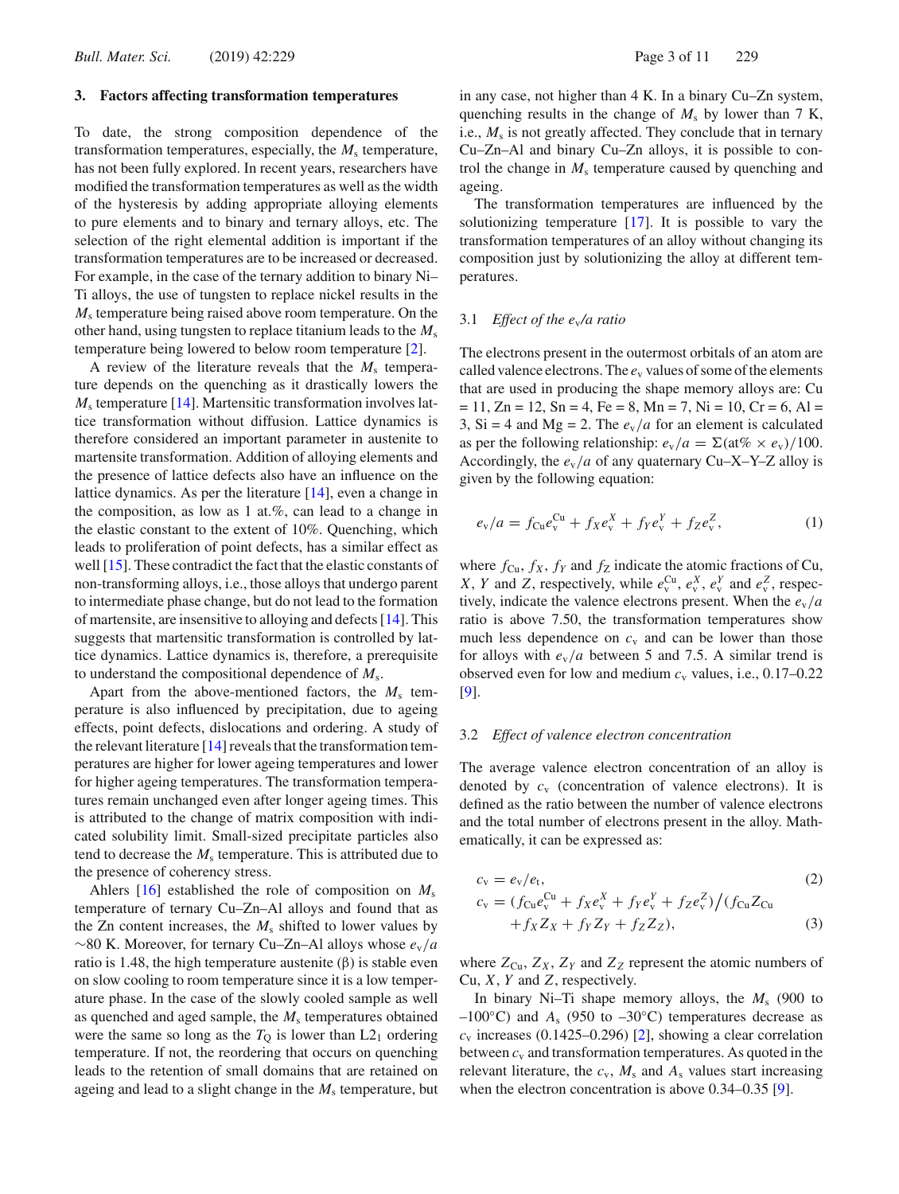### 3. Factors affecting transformation temperatures

To date, the strong composition dependence of the transformation temperatures, especially, the $M_s$ temperature, has not been fully explored. In recent years, researchers have modified the transformation temperatures as well as the width of the hysteresis by adding appropriate alloying elements to pure elements and to binary and ternary alloys, etc. The selection of the right elemental addition is important if the transformation temperatures are to be increased or decreased. For example, in the case of the ternary addition to binary Ni–Ti alloys, the use of tungsten to replace nickel results in the $M_s$ temperature being raised above room temperature. On the other hand, using tungsten to replace titanium leads to the $M_s$ temperature being lowered to below room temperature [2].

A review of the literature reveals that the $M_s$ temperature depends on the quenching as it drastically lowers the $M_s$ temperature [14]. Martensitic transformation involves lattice transformation without diffusion. Lattice dynamics is therefore considered an important parameter in austenite to martensite transformation. Addition of alloying elements and the presence of lattice defects also have an influence on the lattice dynamics. As per the literature [14], even a change in the composition, as low as 1 at.%, can lead to a change in the elastic constant to the extent of 10%. Quenching, which leads to proliferation of point defects, has a similar effect as well [15]. These contradict the fact that the elastic constants of non-transforming alloys, i.e., those alloys that undergo parent to intermediate phase change, but do not lead to the formation of martensite, are insensitive to alloying and defects [14]. This suggests that martensitic transformation is controlled by lattice dynamics. Lattice dynamics is, therefore, a prerequisite to understand the compositional dependence of $M_s$.

Apart from the above-mentioned factors, the $M_s$ temperature is also influenced by precipitation, due to ageing effects, point defects, dislocations and ordering. A study of the relevant literature [14] reveals that the transformation temperatures are higher for lower ageing temperatures and lower for higher ageing temperatures. The transformation temperatures remain unchanged even after longer ageing times. This is attributed to the change of matrix composition with indicated solubility limit. Small-sized precipitate particles also tend to decrease the $M_s$ temperature. This is attributed due to the presence of coherency stress.

Ahlers [16] established the role of composition on $M_s$ temperature of ternary Cu–Zn–Al alloys and found that as the Zn content increases, the $M_s$ shifted to lower values by ∼80 K. Moreover, for ternary Cu–Zn–Al alloys whose $e_v/a$ ratio is 1.48, the high temperature austenite (β) is stable even on slow cooling to room temperature since it is a low temperature phase. In the case of the slowly cooled sample as well as quenched and aged sample, the $M_s$ temperatures obtained were the same so long as the $T_Q$ is lower than $L2_1$ ordering temperature. If not, the reordering that occurs on quenching leads to the retention of small domains that are retained on ageing and lead to a slight change in the $M_s$ temperature, but in any case, not higher than 4 K. In a binary Cu–Zn system, quenching results in the change of $M_s$ by lower than 7 K, i.e., $M_s$ is not greatly affected. They conclude that in ternary Cu–Zn–Al and binary Cu–Zn alloys, it is possible to control the change in $M_s$ temperature caused by quenching and ageing.

The transformation temperatures are influenced by the solutionizing temperature [17]. It is possible to vary the transformation temperatures of an alloy without changing its composition just by solutionizing the alloy at different temperatures.

#### 3.1 *Effect of the $e_v/a$ ratio*

The electrons present in the outermost orbitals of an atom are called valence electrons. The $e_v$ values of some of the elements that are used in producing the shape memory alloys are: Cu = 11, Zn = 12, Sn = 4, Fe = 8, Mn = 7, Ni = 10, Cr = 6, Al = 3, Si = 4 and Mg = 2. The $e_v/a$ for an element is calculated as per the following relationship: $e_v/a = \Sigma(\text{at\%} \times e_v)/100$. Accordingly, the $e_v/a$ of any quaternary Cu–X–Y–Z alloy is given by the following equation:

$$e_v/a = f_{Cu}e_v^{Cu} + f_X e_v^X + f_Y e_v^Y + f_Z e_v^Z, \tag{1}$$

where $f_{Cu}$, $f_X$, $f_Y$ and $f_Z$ indicate the atomic fractions of Cu, $X$, $Y$ and $Z$, respectively, while $e_v^{Cu}$, $e_v^X$, $e_v^Y$ and $e_v^Z$, respectively, indicate the valence electrons present. When the $e_v/a$ ratio is above 7.50, the transformation temperatures show much less dependence on $c_v$ and can be lower than those for alloys with $e_v/a$ between 5 and 7.5. A similar trend is observed even for low and medium $c_v$ values, i.e., 0.17–0.22 [9].

#### 3.2 *Effect of valence electron concentration*

The average valence electron concentration of an alloy is denoted by $c_v$ (concentration of valence electrons). It is defined as the ratio between the number of valence electrons and the total number of electrons present in the alloy. Mathematically, it can be expressed as:

$$c_v = e_v/e_t, \tag{2}$$

$$c_v = (f_{Cu}e_v^{Cu} + f_X e_v^X + f_Y e_v^Y + f_Z e_v^Z)/(f_{Cu}Z_{Cu} + f_X Z_X + f_Y Z_Y + f_Z Z_Z), \tag{3}$$

where $Z_{Cu}$, $Z_X$, $Z_Y$ and $Z_Z$ represent the atomic numbers of Cu, $X$, $Y$ and $Z$, respectively.

In binary Ni–Ti shape memory alloys, the $M_s$ (900 to –100°C) and $A_s$ (950 to –30°C) temperatures decrease as $c_v$ increases (0.1425–0.296) [2], showing a clear correlation between $c_v$ and transformation temperatures. As quoted in the relevant literature, the $c_v$, $M_s$ and $A_s$ values start increasing when the electron concentration is above 0.34–0.35 [9].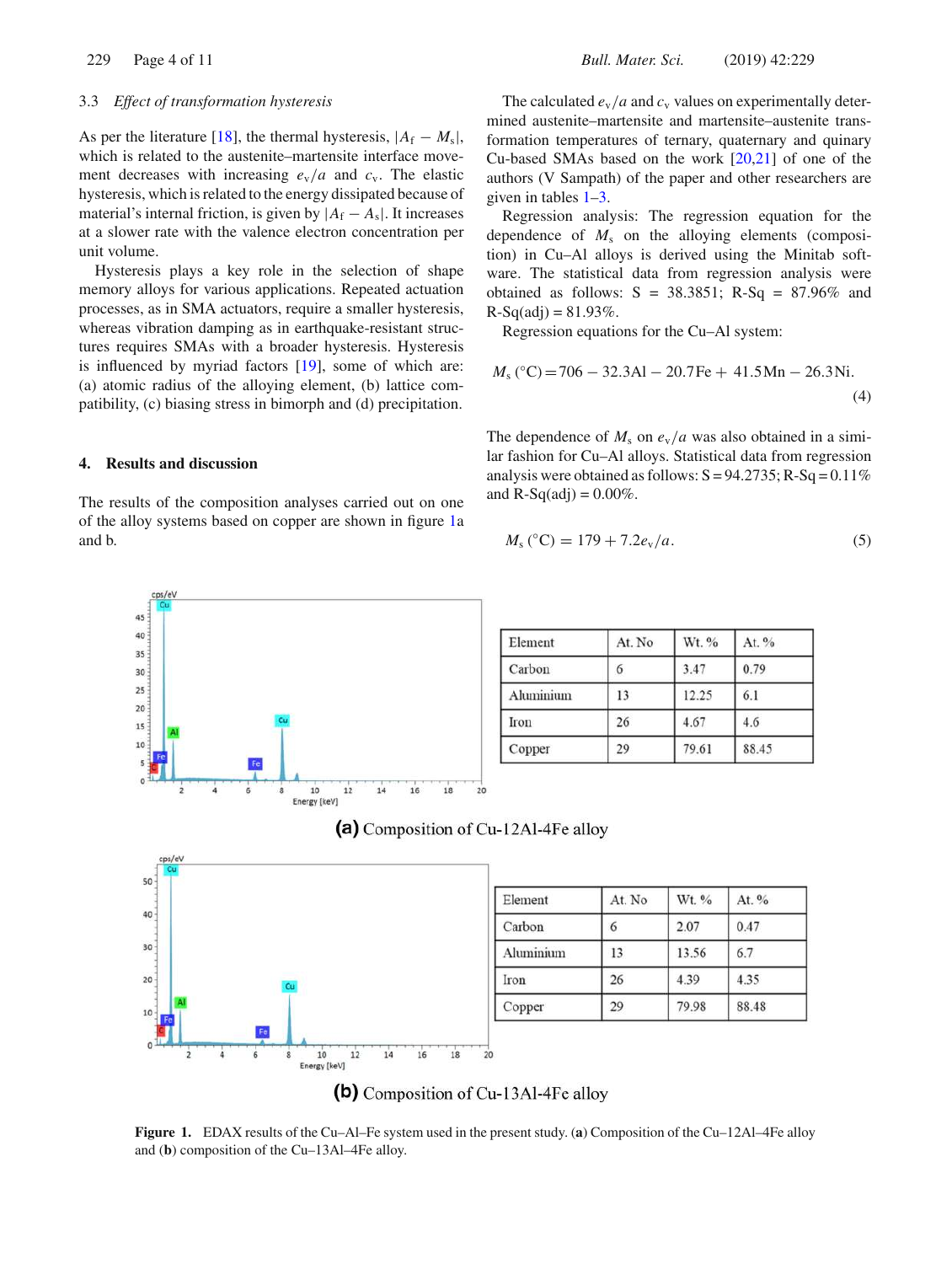### 3.3 *Effect of transformation hysteresis*

As per the literature [18], the thermal hysteresis, $|A_f - M_s|$, which is related to the austenite–martensite interface movement decreases with increasing $e_v/a$ and $c_v$. The elastic hysteresis, which is related to the energy dissipated because of material's internal friction, is given by $|A_f - A_s|$. It increases at a slower rate with the valence electron concentration per unit volume.

Hysteresis plays a key role in the selection of shape memory alloys for various applications. Repeated actuation processes, as in SMA actuators, require a smaller hysteresis, whereas vibration damping as in earthquake-resistant structures requires SMAs with a broader hysteresis. Hysteresis is influenced by myriad factors [19], some of which are: (a) atomic radius of the alloying element, (b) lattice compatibility, (c) biasing stress in bimorph and (d) precipitation.

## 4. Results and discussion

The results of the composition analyses carried out on one of the alloy systems based on copper are shown in figure 1a and b.

The calculated $e_v/a$ and $c_v$ values on experimentally determined austenite–martensite and martensite–austenite transformation temperatures of ternary, quaternary and quinary Cu-based SMAs based on the work [20,21] of one of the authors (V Sampath) of the paper and other researchers are given in tables 1–3.

Regression analysis: The regression equation for the dependence of $M_s$ on the alloying elements (composition) in Cu–Al alloys is derived using the Minitab software. The statistical data from regression analysis were obtained as follows: S = 38.3851; R-Sq = 87.96% and R-Sq(adj) = 81.93%.

Regression equations for the Cu–Al system:

$$M_s\,(^\circ\mathrm{C}) = 706 - 32.3\mathrm{Al} - 20.7\mathrm{Fe} + 41.5\mathrm{Mn} - 26.3\mathrm{Ni}. \tag{4}$$

The dependence of $M_s$ on $e_v/a$ was also obtained in a similar fashion for Cu–Al alloys. Statistical data from regression analysis were obtained as follows: S = 94.2735; R-Sq = 0.11% and R-Sq(adj) = 0.00%.

$$M_s\,(^\circ\mathrm{C}) = 179 + 7.2e_v/a. \tag{5}$$

cps/eV
45
40
35
30
25
20
15
10
5
0
Cu
Al
Fe
C
Fe
Cu
2 4 6 8 10 12 14 16 18 20
Energy [keV]

| Element | At. No | Wt. % | At. % |
|---|---|---|---|
| Carbon | 6 | 3.47 | 0.79 |
| Aluminium | 13 | 12.25 | 6.1 |
| Iron | 26 | 4.67 | 4.6 |
| Copper | 29 | 79.61 | 88.45 |

**(a)** Composition of Cu-12Al-4Fe alloy

cps/eV
50
40
30
20
10
0
Cu
Al
Fe
C
Fe
Cu
2 4 6 8 10 12 14 16 18 20
Energy [keV]

| Element | At. No | Wt. % | At. % |
|---|---|---|---|
| Carbon | 6 | 2.07 | 0.47 |
| Aluminium | 13 | 13.56 | 6.7 |
| Iron | 26 | 4.39 | 4.35 |
| Copper | 29 | 79.98 | 88.48 |

**(b)** Composition of Cu-13Al-4Fe alloy

**Figure 1.** EDAX results of the Cu–Al–Fe system used in the present study. (**a**) Composition of the Cu–12Al–4Fe alloy and (**b**) composition of the Cu–13Al–4Fe alloy.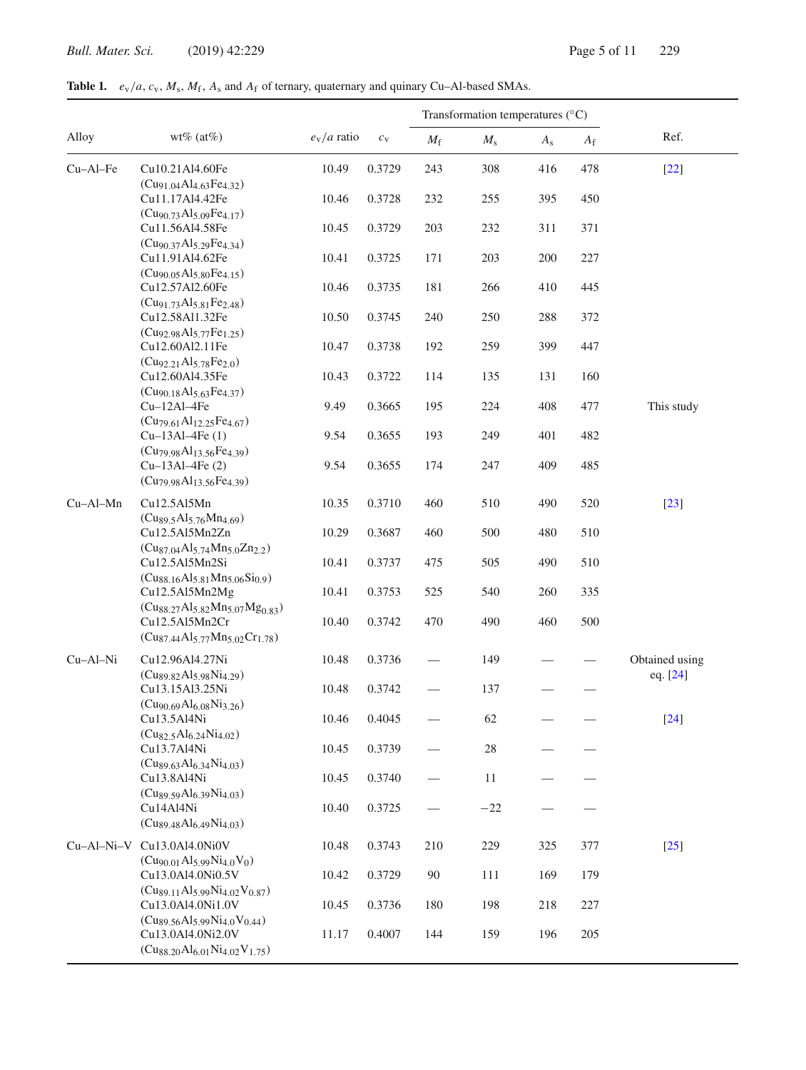**Table 1.** $e_v/a$, $c_v$, $M_s$, $M_f$, $A_s$ and $A_f$ of ternary, quaternary and quinary Cu–Al-based SMAs.

| Alloy | wt% (at%) | $e_v/a$ ratio | $c_v$ | Transformation temperatures (°C) | | | | Ref. |
|---|---|---|---|---|---|---|---|---|
| | | | | $M_f$ | $M_s$ | $A_s$ | $A_f$ | |
| Cu–Al–Fe | Cu10.21Al4.60Fe ($Cu_{91.04}Al_{4.63}Fe_{4.32}$) | 10.49 | 0.3729 | 243 | 308 | 416 | 478 | [22] |
| | Cu11.17Al4.42Fe ($Cu_{90.73}Al_{5.09}Fe_{4.17}$) | 10.46 | 0.3728 | 232 | 255 | 395 | 450 | |
| | Cu11.56Al4.58Fe ($Cu_{90.37}Al_{5.29}Fe_{4.34}$) | 10.45 | 0.3729 | 203 | 232 | 311 | 371 | |
| | Cu11.91Al4.62Fe ($Cu_{90.05}Al_{5.80}Fe_{4.15}$) | 10.41 | 0.3725 | 171 | 203 | 200 | 227 | |
| | Cu12.57Al2.60Fe ($Cu_{91.73}Al_{5.81}Fe_{2.48}$) | 10.46 | 0.3735 | 181 | 266 | 410 | 445 | |
| | Cu12.58Al1.32Fe ($Cu_{92.98}Al_{5.77}Fe_{1.25}$) | 10.50 | 0.3745 | 240 | 250 | 288 | 372 | |
| | Cu12.60Al2.11Fe ($Cu_{92.21}Al_{5.78}Fe_{2.0}$) | 10.47 | 0.3738 | 192 | 259 | 399 | 447 | |
| | Cu12.60Al4.35Fe ($Cu_{90.18}Al_{5.63}Fe_{4.37}$) | 10.43 | 0.3722 | 114 | 135 | 131 | 160 | |
| | Cu–12Al–4Fe ($Cu_{79.61}Al_{12.25}Fe_{4.67}$) | 9.49 | 0.3665 | 195 | 224 | 408 | 477 | This study |
| | Cu–13Al–4Fe (1) ($Cu_{79.98}Al_{13.56}Fe_{4.39}$) | 9.54 | 0.3655 | 193 | 249 | 401 | 482 | |
| | Cu–13Al–4Fe (2) ($Cu_{79.98}Al_{13.56}Fe_{4.39}$) | 9.54 | 0.3655 | 174 | 247 | 409 | 485 | |
| Cu–Al–Mn | Cu12.5Al5Mn ($Cu_{89.5}Al_{5.76}Mn_{4.69}$) | 10.35 | 0.3710 | 460 | 510 | 490 | 520 | [23] |
| | Cu12.5Al5Mn2Zn ($Cu_{87.04}Al_{5.74}Mn_{5.0}Zn_{2.2}$) | 10.29 | 0.3687 | 460 | 500 | 480 | 510 | |
| | Cu12.5Al5Mn2Si ($Cu_{88.16}Al_{5.81}Mn_{5.06}Si_{0.9}$) | 10.41 | 0.3737 | 475 | 505 | 490 | 510 | |
| | Cu12.5Al5Mn2Mg ($Cu_{88.27}Al_{5.82}Mn_{5.07}Mg_{0.83}$) | 10.41 | 0.3753 | 525 | 540 | 260 | 335 | |
| | Cu12.5Al5Mn2Cr ($Cu_{87.44}Al_{5.77}Mn_{5.02}Cr_{1.78}$) | 10.40 | 0.3742 | 470 | 490 | 460 | 500 | |
| Cu–Al–Ni | Cu12.96Al4.27Ni ($Cu_{89.82}Al_{5.98}Ni_{4.29}$) | 10.48 | 0.3736 | — | 149 | — | — | Obtained using eq. [24] |
| | Cu13.15Al3.25Ni ($Cu_{90.69}Al_{6.08}Ni_{3.26}$) | 10.48 | 0.3742 | — | 137 | — | — | |
| | Cu13.5Al4Ni ($Cu_{82.5}Al_{6.24}Ni_{4.02}$) | 10.46 | 0.4045 | — | 62 | — | — | [24] |
| | Cu13.7Al4Ni ($Cu_{89.63}Al_{6.34}Ni_{4.03}$) | 10.45 | 0.3739 | — | 28 | — | — | |
| | Cu13.8Al4Ni ($Cu_{89.59}Al_{6.39}Ni_{4.03}$) | 10.45 | 0.3740 | — | 11 | — | — | |
| | Cu14Al4Ni ($Cu_{89.48}Al_{6.49}Ni_{4.03}$) | 10.40 | 0.3725 | — | −22 | — | — | |
| Cu–Al–Ni–V | Cu13.0Al4.0Ni0V ($Cu_{90.01}Al_{5.99}Ni_{4.0}V_{0}$) | 10.48 | 0.3743 | 210 | 229 | 325 | 377 | [25] |
| | Cu13.0Al4.0Ni0.5V ($Cu_{89.11}Al_{5.99}Ni_{4.02}V_{0.87}$) | 10.42 | 0.3729 | 90 | 111 | 169 | 179 | |
| | Cu13.0Al4.0Ni1.0V ($Cu_{89.56}Al_{5.99}Ni_{4.0}V_{0.44}$) | 10.45 | 0.3736 | 180 | 198 | 218 | 227 | |
| | Cu13.0Al4.0Ni2.0V ($Cu_{88.20}Al_{6.01}Ni_{4.02}V_{1.75}$) | 11.17 | 0.4007 | 144 | 159 | 196 | 205 | |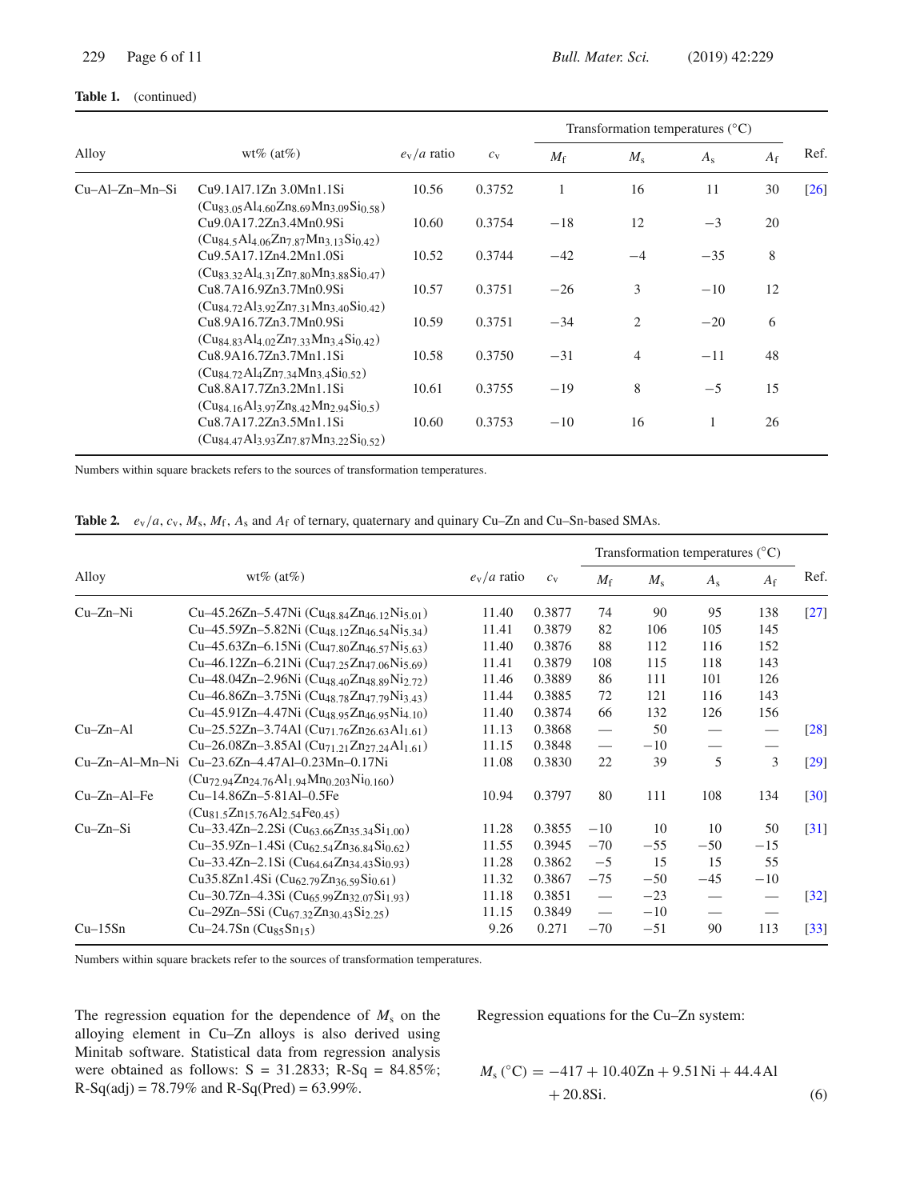**Table 1.** (continued)

| Alloy | wt% (at%) | $e_v/a$ ratio | $c_v$ | Transformation temperatures (°C) | | | | Ref. |
|---|---|---|---|---|---|---|---|---|
| | | | | $M_f$ | $M_s$ | $A_s$ | $A_f$ | |
| Cu–Al–Zn–Mn–Si | Cu9.1Al7.1Zn 3.0Mn1.1Si ($Cu_{83.05}Al_{4.60}Zn_{8.69}Mn_{3.09}Si_{0.58}$) | 10.56 | 0.3752 | 1 | 16 | 11 | 30 | [26] |
| | Cu9.0Al7.2Zn3.4Mn0.9Si ($Cu_{84.5}Al_{4.06}Zn_{7.87}Mn_{3.13}Si_{0.42}$) | 10.60 | 0.3754 | −18 | 12 | −3 | 20 | |
| | Cu9.5Al7.1Zn4.2Mn1.0Si ($Cu_{83.32}Al_{4.31}Zn_{7.80}Mn_{3.88}Si_{0.47}$) | 10.52 | 0.3744 | −42 | −4 | −35 | 8 | |
| | Cu8.7Al6.9Zn3.7Mn0.9Si ($Cu_{84.72}Al_{3.92}Zn_{7.31}Mn_{3.40}Si_{0.42}$) | 10.57 | 0.3751 | −26 | 3 | −10 | 12 | |
| | Cu8.9Al6.7Zn3.7Mn0.9Si ($Cu_{84.83}Al_{4.02}Zn_{7.33}Mn_{3.4}Si_{0.42}$) | 10.59 | 0.3751 | −34 | 2 | −20 | 6 | |
| | Cu8.9Al6.7Zn3.7Mn1.1Si ($Cu_{84.72}Al_{4}Zn_{7.34}Mn_{3.4}Si_{0.52}$) | 10.58 | 0.3750 | −31 | 4 | −11 | 48 | |
| | Cu8.8Al7.7Zn3.2Mn1.1Si ($Cu_{84.16}Al_{3.97}Zn_{8.42}Mn_{2.94}Si_{0.5}$) | 10.61 | 0.3755 | −19 | 8 | −5 | 15 | |
| | Cu8.7Al7.2Zn3.5Mn1.1Si ($Cu_{84.47}Al_{3.93}Zn_{7.87}Mn_{3.22}Si_{0.52}$) | 10.60 | 0.3753 | −10 | 16 | 1 | 26 | |

Numbers within square brackets refers to the sources of transformation temperatures.

**Table 2.** $e_v/a$, $c_v$, $M_s$, $M_f$, $A_s$ and $A_f$ of ternary, quaternary and quinary Cu–Zn and Cu–Sn-based SMAs.

| Alloy | wt% (at%) | $e_v/a$ ratio | $c_v$ | Transformation temperatures (°C) | | | | Ref. |
|---|---|---|---|---|---|---|---|---|
| | | | | $M_f$ | $M_s$ | $A_s$ | $A_f$ | |
| Cu–Zn–Ni | Cu–45.26Zn–5.47Ni ($Cu_{48.84}Zn_{46.12}Ni_{5.01}$) | 11.40 | 0.3877 | 74 | 90 | 95 | 138 | [27] |
| | Cu–45.59Zn–5.82Ni ($Cu_{48.12}Zn_{46.54}Ni_{5.34}$) | 11.41 | 0.3879 | 82 | 106 | 105 | 145 | |
| | Cu–45.63Zn–6.15Ni ($Cu_{47.80}Zn_{46.57}Ni_{5.63}$) | 11.40 | 0.3876 | 88 | 112 | 116 | 152 | |
| | Cu–46.12Zn–6.21Ni ($Cu_{47.25}Zn_{47.06}Ni_{5.69}$) | 11.41 | 0.3879 | 108 | 115 | 118 | 143 | |
| | Cu–48.04Zn–2.96Ni ($Cu_{48.40}Zn_{48.89}Ni_{2.72}$) | 11.46 | 0.3889 | 86 | 111 | 101 | 126 | |
| | Cu–46.86Zn–3.75Ni ($Cu_{48.78}Zn_{47.79}Ni_{3.43}$) | 11.44 | 0.3885 | 72 | 121 | 116 | 143 | |
| | Cu–45.91Zn–4.47Ni ($Cu_{48.95}Zn_{46.95}Ni_{4.10}$) | 11.40 | 0.3874 | 66 | 132 | 126 | 156 | |
| Cu–Zn–Al | Cu–25.52Zn–3.74Al ($Cu_{71.76}Zn_{26.63}Al_{1.61}$) | 11.13 | 0.3868 | — | 50 | — | — | [28] |
| | Cu–26.08Zn–3.85Al ($Cu_{71.21}Zn_{27.24}Al_{1.61}$) | 11.15 | 0.3848 | — | −10 | — | — | |
| Cu–Zn–Al–Mn–Ni | Cu–23.6Zn–4.47Al–0.23Mn–0.17Ni ($Cu_{72.94}Zn_{24.76}Al_{1.94}Mn_{0.203}Ni_{0.160}$) | 11.08 | 0.3830 | 22 | 39 | 5 | 3 | [29] |
| Cu–Zn–Al–Fe | Cu–14.86Zn–5·81Al–0.5Fe ($Cu_{81.5}Zn_{15.76}Al_{2.54}Fe_{0.45}$) | 10.94 | 0.3797 | 80 | 111 | 108 | 134 | [30] |
| Cu–Zn–Si | Cu–33.4Zn–2.2Si ($Cu_{63.66}Zn_{35.34}Si_{1.00}$) | 11.28 | 0.3855 | −10 | 10 | 10 | 50 | [31] |
| | Cu–35.9Zn–1.4Si ($Cu_{62.54}Zn_{36.84}Si_{0.62}$) | 11.55 | 0.3945 | −70 | −55 | −50 | −15 | |
| | Cu–33.4Zn–2.1Si ($Cu_{64.64}Zn_{34.43}Si_{0.93}$) | 11.28 | 0.3862 | −5 | 15 | 15 | 55 | |
| | Cu35.8Zn1.4Si ($Cu_{62.79}Zn_{36.59}Si_{0.61}$) | 11.32 | 0.3867 | −75 | −50 | −45 | −10 | |
| | Cu–30.7Zn–4.3Si ($Cu_{65.99}Zn_{32.07}Si_{1.93}$) | 11.18 | 0.3851 | — | −23 | — | — | [32] |
| | Cu–29Zn–5Si ($Cu_{67.32}Zn_{30.43}Si_{2.25}$) | 11.15 | 0.3849 | — | −10 | — | — | |
| Cu–15Sn | Cu–24.7Sn ($Cu_{85}Sn_{15}$) | 9.26 | 0.271 | −70 | −51 | 90 | 113 | [33] |

Numbers within square brackets refer to the sources of transformation temperatures.

The regression equation for the dependence of $M_s$ on the alloying element in Cu–Zn alloys is also derived using Minitab software. Statistical data from regression analysis were obtained as follows: S = 31.2833; R-Sq = 84.85%; R-Sq(adj) = 78.79% and R-Sq(Pred) = 63.99%.

Regression equations for the Cu–Zn system:

$$M_s\,(^\circ\mathrm{C}) = -417 + 10.40\mathrm{Zn} + 9.51\mathrm{Ni} + 44.4\mathrm{Al} + 20.8\mathrm{Si}. \quad (6)$$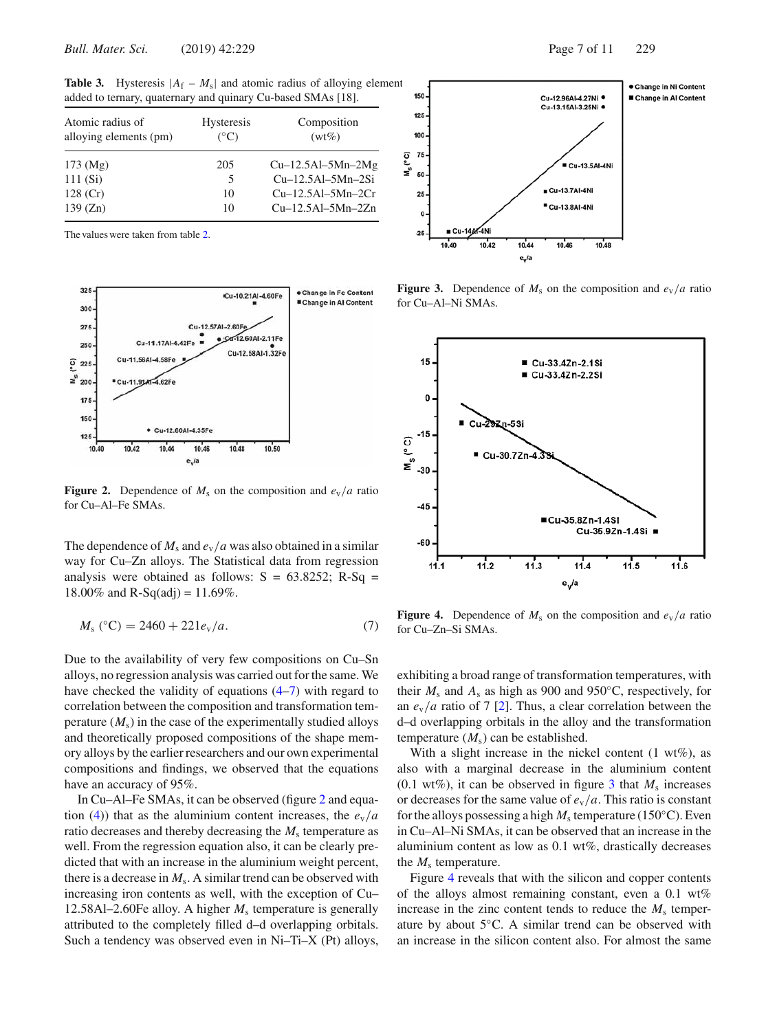**Table 3.** Hysteresis $|A_f - M_s|$ and atomic radius of alloying element added to ternary, quaternary and quinary Cu-based SMAs [18].

| Atomic radius of alloying elements (pm) | Hysteresis (°C) | Composition (wt%) |
|---|---|---|
| 173 (Mg) | 205 | Cu–12.5Al–5Mn–2Mg |
| 111 (Si) | 5 | Cu–12.5Al–5Mn–2Si |
| 128 (Cr) | 10 | Cu–12.5Al–5Mn–2Cr |
| 139 (Zn) | 10 | Cu–12.5Al–5Mn–2Zn |

The values were taken from table 2.

325
300
275
250
225
200
175
150
125
$M_s$ (°C)
10.40
10.42
10.44
10.46
10.48
10.50
$e_v/a$
● Change in Fe Content
■ Change in Al Content
Cu-10.21Al-4.60Fe
Cu-12.57Al-2.60Fe
Cu-11.17Al-4.42Fe
Cu-12.60Al-2.11Fe
Cu-12.58Al-1.32Fe
Cu-11.56Al-4.58Fe
Cu-11.91Al-4.62Fe
Cu-12.60Al-4.35Fe

**Figure 2.** Dependence of $M_s$ on the composition and $e_v/a$ ratio for Cu–Al–Fe SMAs.

The dependence of $M_s$ and $e_v/a$ was also obtained in a similar way for Cu–Zn alloys. The Statistical data from regression analysis were obtained as follows: S = 63.8252; R-Sq = 18.00% and R-Sq(adj) = 11.69%.

$$M_s\ (°\mathrm{C}) = 2460 + 221 e_v/a. \tag{7}$$

Due to the availability of very few compositions on Cu–Sn alloys, no regression analysis was carried out for the same. We have checked the validity of equations (4–7) with regard to correlation between the composition and transformation temperature ($M_s$) in the case of the experimentally studied alloys and theoretically proposed compositions of the shape memory alloys by the earlier researchers and our own experimental compositions and findings, we observed that the equations have an accuracy of 95%.

In Cu–Al–Fe SMAs, it can be observed (figure 2 and equation (4)) that as the aluminium content increases, the $e_v/a$ ratio decreases and thereby decreasing the $M_s$ temperature as well. From the regression equation also, it can be clearly predicted that with an increase in the aluminium weight percent, there is a decrease in $M_s$. A similar trend can be observed with increasing iron contents as well, with the exception of Cu–12.58Al–2.60Fe alloy. A higher $M_s$ temperature is generally attributed to the completely filled d–d overlapping orbitals. Such a tendency was observed even in Ni–Ti–X (Pt) alloys,

150
125
100
75
50
25
0
-25
$M_s$ (°C)
10.40
10.42
10.44
10.46
10.48
$e_v/a$
● Change in Ni Content
■ Change in Al Content
Cu-12.96Al-4.27Ni
Cu-13.15Al-3.25Ni
Cu-13.5Al-4Ni
Cu-13.7Al-4Ni
Cu-13.8Al-4Ni
Cu-14Al-4Ni

**Figure 3.** Dependence of $M_s$ on the composition and $e_v/a$ ratio for Cu–Al–Ni SMAs.

15
0
-15
-30
-45
-60
$M_s$ (°C)
11.1
11.2
11.3
11.4
11.5
11.6
$e_v/a$
Cu-33.4Zn-2.1Si
Cu-33.4Zn-2.2Si
Cu-29Zn-5Si
Cu-30.7Zn-4.3Si
Cu-35.8Zn-1.4Si
Cu-35.9Zn-1.4Si

**Figure 4.** Dependence of $M_s$ on the composition and $e_v/a$ ratio for Cu–Zn–Si SMAs.

exhibiting a broad range of transformation temperatures, with their $M_s$ and $A_s$ as high as 900 and 950°C, respectively, for an $e_v/a$ ratio of 7 [2]. Thus, a clear correlation between the d–d overlapping orbitals in the alloy and the transformation temperature ($M_s$) can be established.

With a slight increase in the nickel content (1 wt%), as also with a marginal decrease in the aluminium content (0.1 wt%), it can be observed in figure 3 that $M_s$ increases or decreases for the same value of $e_v/a$. This ratio is constant for the alloys possessing a high $M_s$ temperature (150°C). Even in Cu–Al–Ni SMAs, it can be observed that an increase in the aluminium content as low as 0.1 wt%, drastically decreases the $M_s$ temperature.

Figure 4 reveals that with the silicon and copper contents of the alloys almost remaining constant, even a 0.1 wt% increase in the zinc content tends to reduce the $M_s$ temperature by about 5°C. A similar trend can be observed with an increase in the silicon content also. For almost the same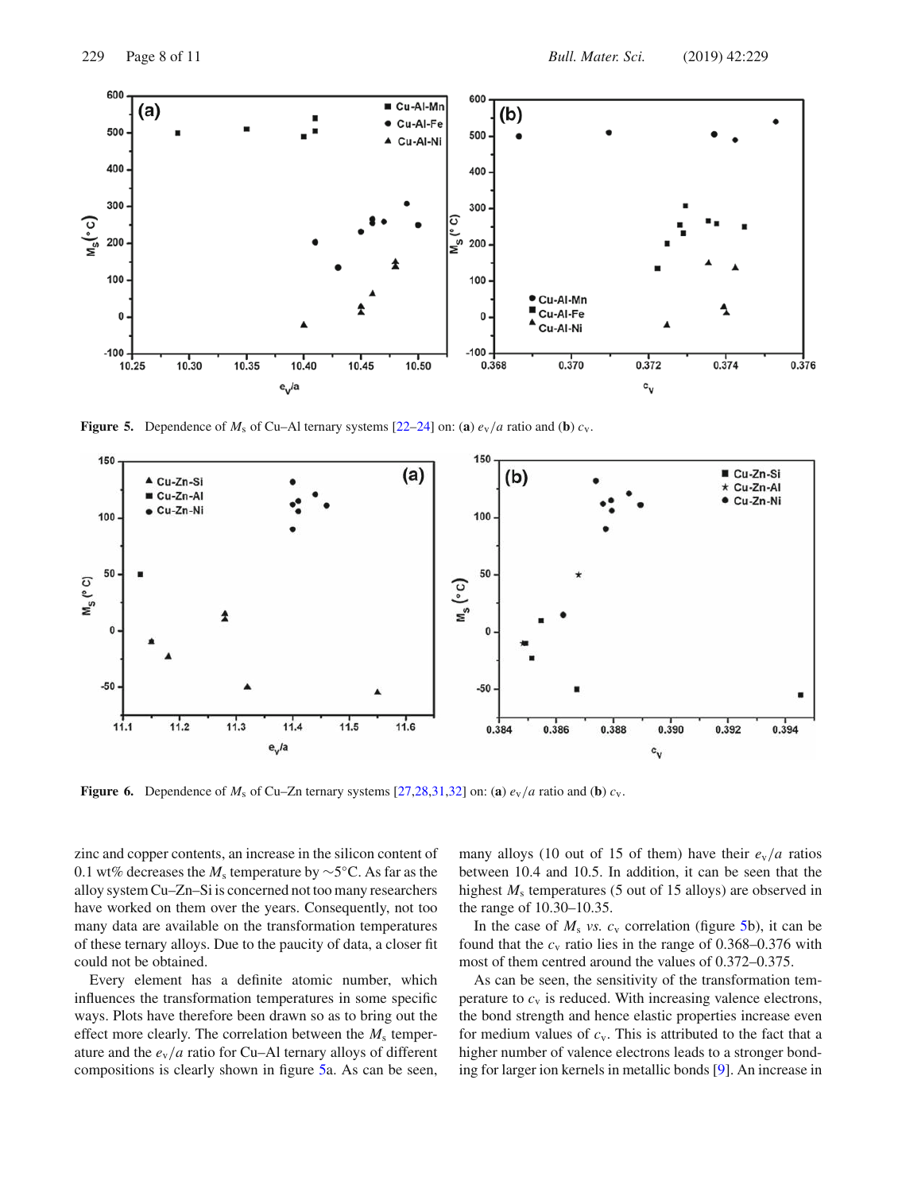(a)

600
500
400
300
200
100
0
-100

10.25 10.30 10.35 10.40 10.45 10.50

$M_s$ (°C)

$e_v/a$

Cu-Al-Mn
Cu-Al-Fe
Cu-Al-Ni

(b)

600
500
400
300
200
100
0
-100

0.368 0.370 0.372 0.374 0.376

$M_s$ (°C)

$c_v$

Cu-Al-Mn
Cu-Al-Fe
Cu-Al-Ni

**Figure 5.** Dependence of $M_s$ of Cu–Al ternary systems [22–24] on: (**a**) $e_v/a$ ratio and (**b**) $c_v$.

(a)

150
100
50
0
-50

11.1 11.2 11.3 11.4 11.5 11.6

$M_s$ (°C)

$e_v/a$

Cu-Zn-Si
Cu-Zn-Al
Cu-Zn-Ni

(b)

150
100
50
0
-50

0.384 0.386 0.388 0.390 0.392 0.394

$M_s$ (°C)

$c_v$

Cu-Zn-Si
Cu-Zn-Al
Cu-Zn-Ni

**Figure 6.** Dependence of $M_s$ of Cu–Zn ternary systems [27,28,31,32] on: (**a**) $e_v/a$ ratio and (**b**) $c_v$.

zinc and copper contents, an increase in the silicon content of 0.1 wt% decreases the $M_s$ temperature by ~5°C. As far as the alloy system Cu–Zn–Si is concerned not too many researchers have worked on them over the years. Consequently, not too many data are available on the transformation temperatures of these ternary alloys. Due to the paucity of data, a closer fit could not be obtained.

Every element has a definite atomic number, which influences the transformation temperatures in some specific ways. Plots have therefore been drawn so as to bring out the effect more clearly. The correlation between the $M_s$ temperature and the $e_v/a$ ratio for Cu–Al ternary alloys of different compositions is clearly shown in figure 5a. As can be seen, many alloys (10 out of 15 of them) have their $e_v/a$ ratios between 10.4 and 10.5. In addition, it can be seen that the highest $M_s$ temperatures (5 out of 15 alloys) are observed in the range of 10.30–10.35.

In the case of $M_s$ *vs.* $c_v$ correlation (figure 5b), it can be found that the $c_v$ ratio lies in the range of 0.368–0.376 with most of them centred around the values of 0.372–0.375.

As can be seen, the sensitivity of the transformation temperature to $c_v$ is reduced. With increasing valence electrons, the bond strength and hence elastic properties increase even for medium values of $c_v$. This is attributed to the fact that a higher number of valence electrons leads to a stronger bonding for larger ion kernels in metallic bonds [9]. An increase in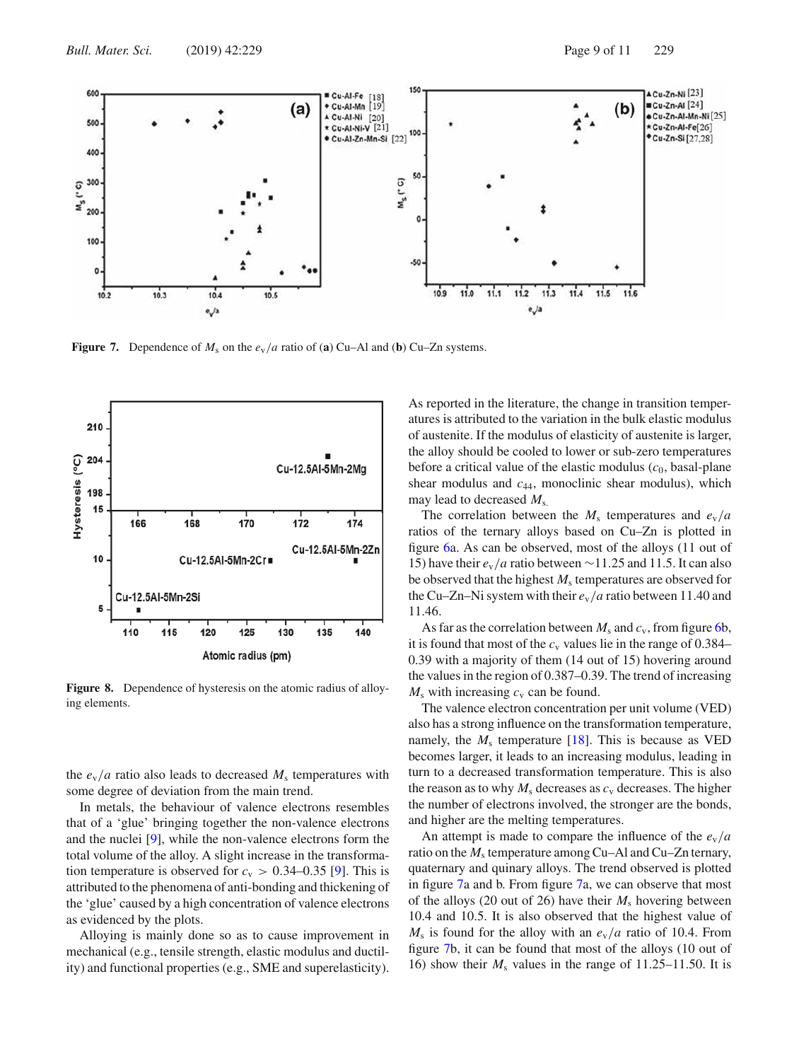(a)

Cu-Al-Fe [18]
Cu-Al-Mn [19]
Cu-Al-Ni [20]
Cu-Al-Ni-V [21]
Cu-Al-Zn-Mn-Si [22]

$M_s$ (° C)

600
500
400
300
200
100
0

10.2
10.3
10.4
10.5

$e_v/a$

(b)

Cu-Zn-Ni [23]
Cu-Zn-Al [24]
Cu-Zn-Al-Mn-Ni [25]
Cu-Zn-Al-Fe [26]
Cu-Zn-Si [27,28]

$M_s$ (° C)

150
100
50
0
-50

10.9
11.0
11.1
11.2
11.3
11.4
11.5
11.6

$e_v/a$

**Figure 7.** Dependence of $M_s$ on the $e_v/a$ ratio of (**a**) Cu–Al and (**b**) Cu–Zn systems.

Hysteresis (°C)

210
204
198
15
10
5

166
168
170
172
174

Cu-12.5Al-5Mn-2Mg

Cu-12.5Al-5Mn-2Zn

Cu-12.5Al-5Mn-2Cr

Cu-12.5Al-5Mn-2Si

110
115
120
125
130
135
140

Atomic radius (pm)

**Figure 8.** Dependence of hysteresis on the atomic radius of alloying elements.

the $e_v/a$ ratio also leads to decreased $M_s$ temperatures with some degree of deviation from the main trend.

In metals, the behaviour of valence electrons resembles that of a 'glue' bringing together the non-valence electrons and the nuclei [9], while the non-valence electrons form the total volume of the alloy. A slight increase in the transformation temperature is observed for $c_v > 0.34$–$0.35$ [9]. This is attributed to the phenomena of anti-bonding and thickening of the 'glue' caused by a high concentration of valence electrons as evidenced by the plots.

Alloying is mainly done so as to cause improvement in mechanical (e.g., tensile strength, elastic modulus and ductility) and functional properties (e.g., SME and superelasticity). As reported in the literature, the change in transition temperatures is attributed to the variation in the bulk elastic modulus of austenite. If the modulus of elasticity of austenite is larger, the alloy should be cooled to lower or sub-zero temperatures before a critical value of the elastic modulus ($c_0$, basal-plane shear modulus and $c_{44}$, monoclinic shear modulus), which may lead to decreased $M_s$.

The correlation between the $M_s$ temperatures and $e_v/a$ ratios of the ternary alloys based on Cu–Zn is plotted in figure 6a. As can be observed, most of the alloys (11 out of 15) have their $e_v/a$ ratio between ~11.25 and 11.5. It can also be observed that the highest $M_s$ temperatures are observed for the Cu–Zn–Ni system with their $e_v/a$ ratio between 11.40 and 11.46.

As far as the correlation between $M_s$ and $c_v$, from figure 6b, it is found that most of the $c_v$ values lie in the range of 0.384–0.39 with a majority of them (14 out of 15) hovering around the values in the region of 0.387–0.39. The trend of increasing $M_s$ with increasing $c_v$ can be found.

The valence electron concentration per unit volume (VED) also has a strong influence on the transformation temperature, namely, the $M_s$ temperature [18]. This is because as VED becomes larger, it leads to an increasing modulus, leading in turn to a decreased transformation temperature. This is also the reason as to why $M_s$ decreases as $c_v$ decreases. The higher the number of electrons involved, the stronger are the bonds, and higher are the melting temperatures.

An attempt is made to compare the influence of the $e_v/a$ ratio on the $M_s$ temperature among Cu–Al and Cu–Zn ternary, quaternary and quinary alloys. The trend observed is plotted in figure 7a and b. From figure 7a, we can observe that most of the alloys (20 out of 26) have their $M_s$ hovering between 10.4 and 10.5. It is also observed that the highest value of $M_s$ is found for the alloy with an $e_v/a$ ratio of 10.4. From figure 7b, it can be found that most of the alloys (10 out of 16) show their $M_s$ values in the range of 11.25–11.50. It is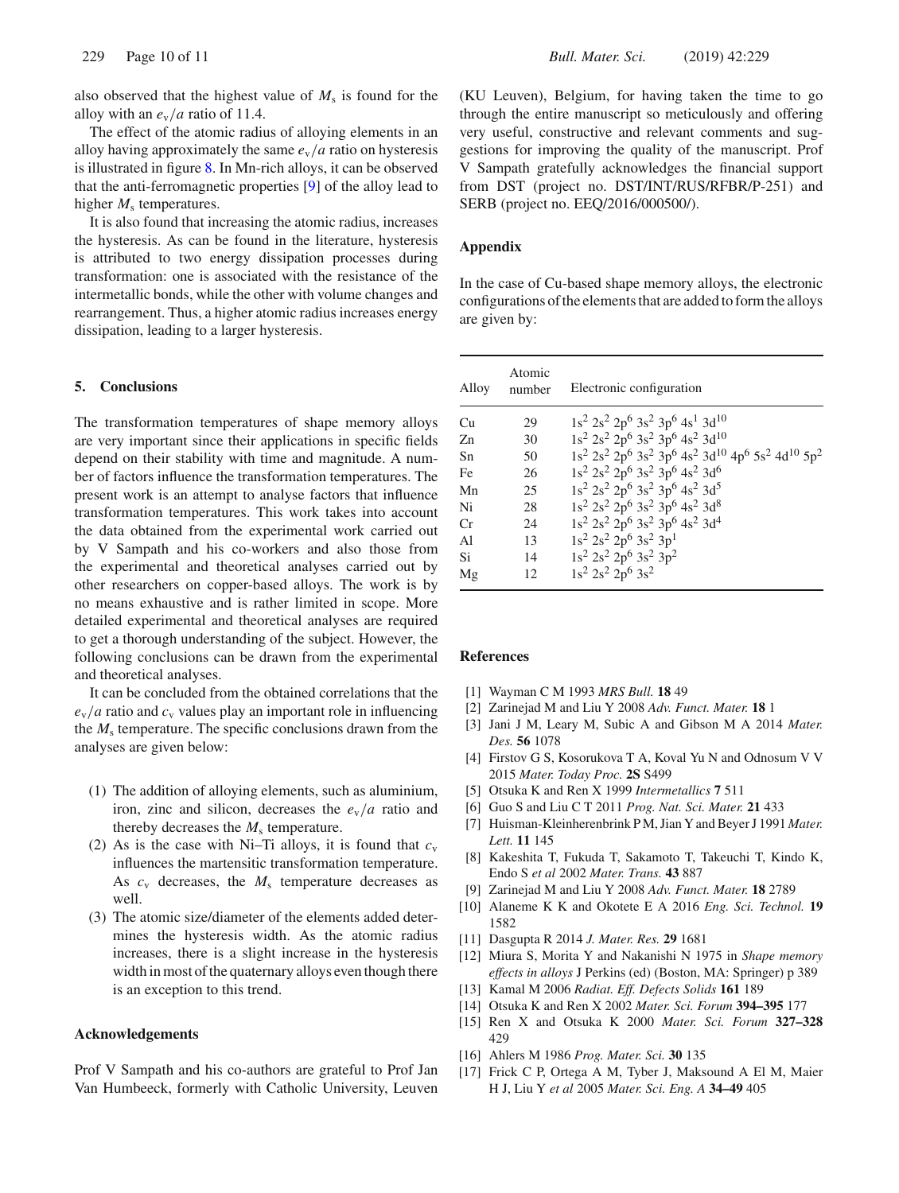also observed that the highest value of $M_s$ is found for the alloy with an $e_v/a$ ratio of 11.4.

The effect of the atomic radius of alloying elements in an alloy having approximately the same $e_v/a$ ratio on hysteresis is illustrated in figure 8. In Mn-rich alloys, it can be observed that the anti-ferromagnetic properties [9] of the alloy lead to higher $M_s$ temperatures.

It is also found that increasing the atomic radius, increases the hysteresis. As can be found in the literature, hysteresis is attributed to two energy dissipation processes during transformation: one is associated with the resistance of the intermetallic bonds, while the other with volume changes and rearrangement. Thus, a higher atomic radius increases energy dissipation, leading to a larger hysteresis.

## 5. Conclusions

The transformation temperatures of shape memory alloys are very important since their applications in specific fields depend on their stability with time and magnitude. A number of factors influence the transformation temperatures. The present work is an attempt to analyse factors that influence transformation temperatures. This work takes into account the data obtained from the experimental work carried out by V Sampath and his co-workers and also those from the experimental and theoretical analyses carried out by other researchers on copper-based alloys. The work is by no means exhaustive and is rather limited in scope. More detailed experimental and theoretical analyses are required to get a thorough understanding of the subject. However, the following conclusions can be drawn from the experimental and theoretical analyses.

It can be concluded from the obtained correlations that the $e_v/a$ ratio and $c_v$ values play an important role in influencing the $M_s$ temperature. The specific conclusions drawn from the analyses are given below:

1. The addition of alloying elements, such as aluminium, iron, zinc and silicon, decreases the $e_v/a$ ratio and thereby decreases the $M_s$ temperature.
2. As is the case with Ni–Ti alloys, it is found that $c_v$ influences the martensitic transformation temperature. As $c_v$ decreases, the $M_s$ temperature decreases as well.
3. The atomic size/diameter of the elements added determines the hysteresis width. As the atomic radius increases, there is a slight increase in the hysteresis width in most of the quaternary alloys even though there is an exception to this trend.

## Acknowledgements

Prof V Sampath and his co-authors are grateful to Prof Jan Van Humbeeck, formerly with Catholic University, Leuven (KU Leuven), Belgium, for having taken the time to go through the entire manuscript so meticulously and offering very useful, constructive and relevant comments and suggestions for improving the quality of the manuscript. Prof V Sampath gratefully acknowledges the financial support from DST (project no. DST/INT/RUS/RFBR/P-251) and SERB (project no. EEQ/2016/000500/).

## Appendix

In the case of Cu-based shape memory alloys, the electronic configurations of the elements that are added to form the alloys are given by:

| Alloy | Atomic number | Electronic configuration |
|---|---|---|
| Cu | 29 | $1s^2\ 2s^2\ 2p^6\ 3s^2\ 3p^6\ 4s^1\ 3d^{10}$ |
| Zn | 30 | $1s^2\ 2s^2\ 2p^6\ 3s^2\ 3p^6\ 4s^2\ 3d^{10}$ |
| Sn | 50 | $1s^2\ 2s^2\ 2p^6\ 3s^2\ 3p^6\ 4s^2\ 3d^{10}\ 4p^6\ 5s^2\ 4d^{10}\ 5p^2$ |
| Fe | 26 | $1s^2\ 2s^2\ 2p^6\ 3s^2\ 3p^6\ 4s^2\ 3d^6$ |
| Mn | 25 | $1s^2\ 2s^2\ 2p^6\ 3s^2\ 3p^6\ 4s^2\ 3d^5$ |
| Ni | 28 | $1s^2\ 2s^2\ 2p^6\ 3s^2\ 3p^6\ 4s^2\ 3d^8$ |
| Cr | 24 | $1s^2\ 2s^2\ 2p^6\ 3s^2\ 3p^6\ 4s^2\ 3d^4$ |
| Al | 13 | $1s^2\ 2s^2\ 2p^6\ 3s^2\ 3p^1$ |
| Si | 14 | $1s^2\ 2s^2\ 2p^6\ 3s^2\ 3p^2$ |
| Mg | 12 | $1s^2\ 2s^2\ 2p^6\ 3s^2$ |

## References

[1] Wayman C M 1993 *MRS Bull.* **18** 49
[2] Zarinejad M and Liu Y 2008 *Adv. Funct. Mater.* **18** 1
[3] Jani J M, Leary M, Subic A and Gibson M A 2014 *Mater. Des.* **56** 1078
[4] Firstov G S, Kosorukova T A, Koval Yu N and Odnosum V V 2015 *Mater. Today Proc.* **2S** S499
[5] Otsuka K and Ren X 1999 *Intermetallics* **7** 511
[6] Guo S and Liu C T 2011 *Prog. Nat. Sci. Mater.* **21** 433
[7] Huisman-Kleinherenbrink P M, Jian Y and Beyer J 1991 *Mater. Lett.* **11** 145
[8] Kakeshita T, Fukuda T, Sakamoto T, Takeuchi T, Kindo K, Endo S *et al* 2002 *Mater. Trans.* **43** 887
[9] Zarinejad M and Liu Y 2008 *Adv. Funct. Mater.* **18** 2789
[10] Alaneme K K and Okotete E A 2016 *Eng. Sci. Technol.* **19** 1582
[11] Dasgupta R 2014 *J. Mater. Res.* **29** 1681
[12] Miura S, Morita Y and Nakanishi N 1975 in *Shape memory effects in alloys* J Perkins (ed) (Boston, MA: Springer) p 389
[13] Kamal M 2006 *Radiat. Eff. Defects Solids* **161** 189
[14] Otsuka K and Ren X 2002 *Mater. Sci. Forum* **394–395** 177
[15] Ren X and Otsuka K 2000 *Mater. Sci. Forum* **327–328** 429
[16] Ahlers M 1986 *Prog. Mater. Sci.* **30** 135
[17] Frick C P, Ortega A M, Tyber J, Maksound A El M, Maier H J, Liu Y *et al* 2005 *Mater. Sci. Eng. A* **34–49** 405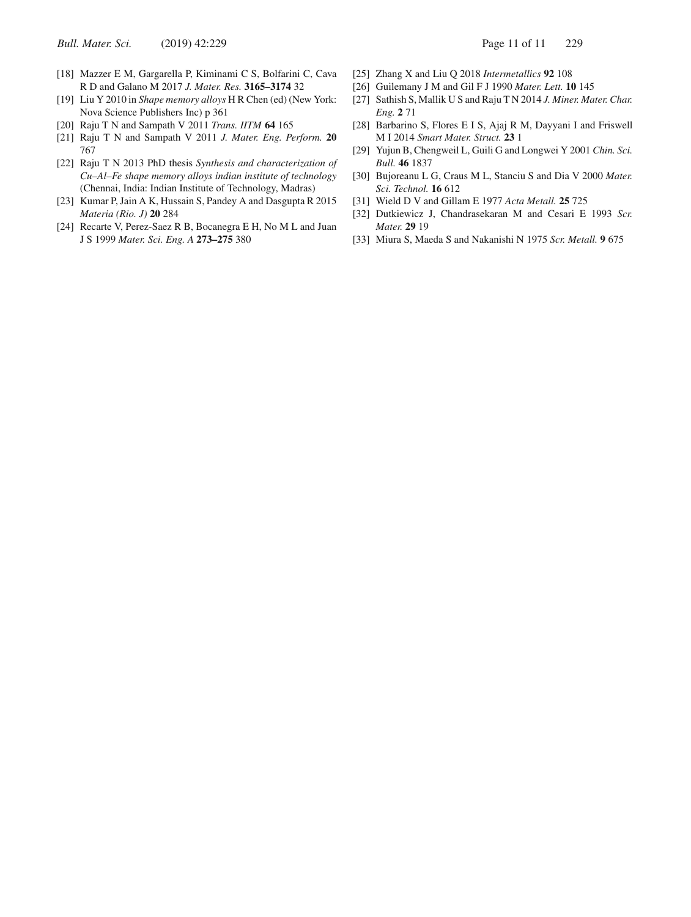[18] Mazzer E M, Gargarella P, Kiminami C S, Bolfarini C, Cava R D and Galano M 2017 *J. Mater. Res.* **3165–3174** 32

[19] Liu Y 2010 in *Shape memory alloys* H R Chen (ed) (New York: Nova Science Publishers Inc) p 361

[20] Raju T N and Sampath V 2011 *Trans. IITM* **64** 165

[21] Raju T N and Sampath V 2011 *J. Mater. Eng. Perform.* **20** 767

[22] Raju T N 2013 PhD thesis *Synthesis and characterization of Cu–Al–Fe shape memory alloys indian institute of technology* (Chennai, India: Indian Institute of Technology, Madras)

[23] Kumar P, Jain A K, Hussain S, Pandey A and Dasgupta R 2015 *Materia (Rio. J)* **20** 284

[24] Recarte V, Perez-Saez R B, Bocanegra E H, No M L and Juan J S 1999 *Mater. Sci. Eng. A* **273–275** 380

[25] Zhang X and Liu Q 2018 *Intermetallics* **92** 108

[26] Guilemany J M and Gil F J 1990 *Mater. Lett.* **10** 145

[27] Sathish S, Mallik U S and Raju T N 2014 *J. Miner. Mater. Char. Eng.* **2** 71

[28] Barbarino S, Flores E I S, Ajaj R M, Dayyani I and Friswell M I 2014 *Smart Mater. Struct.* **23** 1

[29] Yujun B, Chengweil L, Guili G and Longwei Y 2001 *Chin. Sci. Bull.* **46** 1837

[30] Bujoreanu L G, Craus M L, Stanciu S and Dia V 2000 *Mater. Sci. Technol.* **16** 612

[31] Wield D V and Gillam E 1977 *Acta Metall.* **25** 725

[32] Dutkiewicz J, Chandrasekaran M and Cesari E 1993 *Scr. Mater.* **29** 19

[33] Miura S, Maeda S and Nakanishi N 1975 *Scr. Metall.* **9** 675